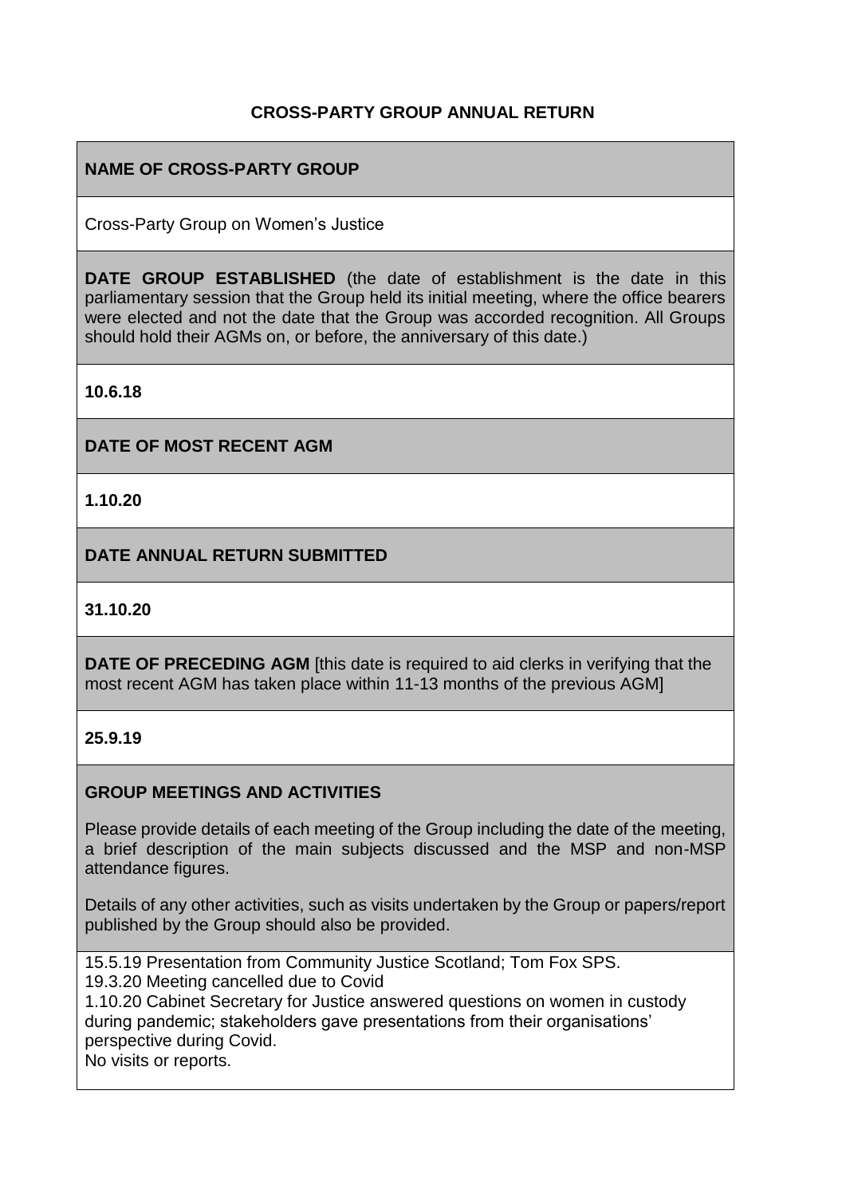**CROSS-PARTY GROUP ANNUAL RETURN**

**NAME OF CROSS-PARTY GROUP**

Cross-Party Group on Women's Justice

**DATE GROUP ESTABLISHED** (the date of establishment is the date in this parliamentary session that the Group held its initial meeting, where the office bearers were elected and not the date that the Group was accorded recognition. All Groups should hold their AGMs on, or before, the anniversary of this date.)

**10.6.18**

**DATE OF MOST RECENT AGM**

**1.10.20**

**DATE ANNUAL RETURN SUBMITTED**

**31.10.20**

**DATE OF PRECEDING AGM** [this date is required to aid clerks in verifying that the most recent AGM has taken place within 11-13 months of the previous AGM]

**25.9.19**

**GROUP MEETINGS AND ACTIVITIES**

Please provide details of each meeting of the Group including the date of the meeting, a brief description of the main subjects discussed and the MSP and non-MSP attendance figures.

Details of any other activities, such as visits undertaken by the Group or papers/report published by the Group should also be provided.

15.5.19 Presentation from Community Justice Scotland; Tom Fox SPS.
19.3.20 Meeting cancelled due to Covid
1.10.20 Cabinet Secretary for Justice answered questions on women in custody during pandemic; stakeholders gave presentations from their organisations' perspective during Covid.
No visits or reports.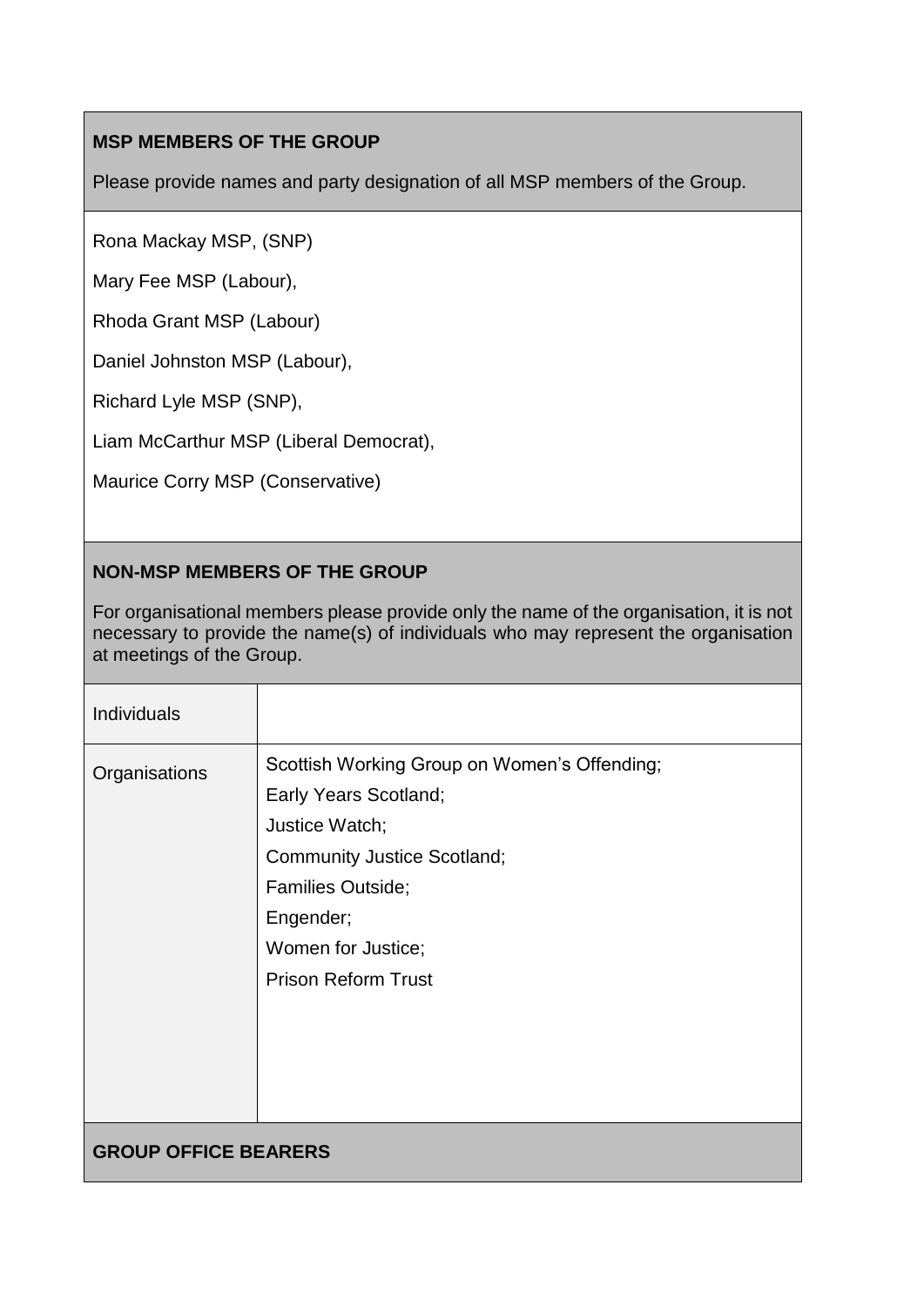**MSP MEMBERS OF THE GROUP**

Please provide names and party designation of all MSP members of the Group.

Rona Mackay MSP, (SNP)

Mary Fee MSP (Labour),

Rhoda Grant MSP (Labour)

Daniel Johnston MSP (Labour),

Richard Lyle MSP (SNP),

Liam McCarthur MSP (Liberal Democrat),

Maurice Corry MSP (Conservative)

**NON-MSP MEMBERS OF THE GROUP**

For organisational members please provide only the name of the organisation, it is not necessary to provide the name(s) of individuals who may represent the organisation at meetings of the Group.

| Individuals | |
|---|---|
| Organisations | Scottish Working Group on Women's Offending;<br>Early Years Scotland;<br>Justice Watch;<br>Community Justice Scotland;<br>Families Outside;<br>Engender;<br>Women for Justice;<br>Prison Reform Trust |

**GROUP OFFICE BEARERS**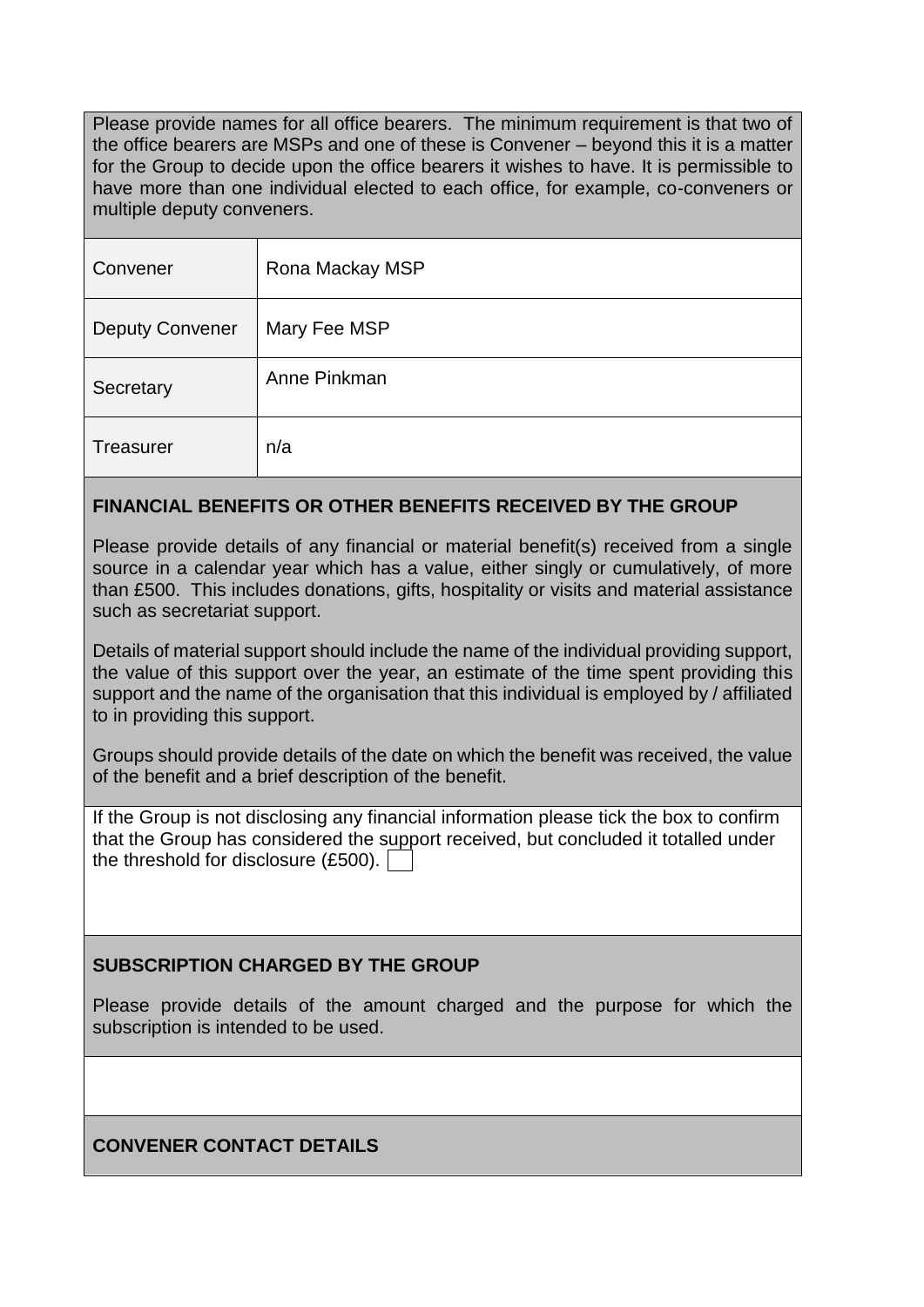Please provide names for all office bearers. The minimum requirement is that two of the office bearers are MSPs and one of these is Convener – beyond this it is a matter for the Group to decide upon the office bearers it wishes to have. It is permissible to have more than one individual elected to each office, for example, co-conveners or multiple deputy conveners.

| | |
|---|---|
| Convener | Rona Mackay MSP |
| Deputy Convener | Mary Fee MSP |
| Secretary | Anne Pinkman |
| Treasurer | n/a |

**FINANCIAL BENEFITS OR OTHER BENEFITS RECEIVED BY THE GROUP**

Please provide details of any financial or material benefit(s) received from a single source in a calendar year which has a value, either singly or cumulatively, of more than £500. This includes donations, gifts, hospitality or visits and material assistance such as secretariat support.

Details of material support should include the name of the individual providing support, the value of this support over the year, an estimate of the time spent providing this support and the name of the organisation that this individual is employed by / affiliated to in providing this support.

Groups should provide details of the date on which the benefit was received, the value of the benefit and a brief description of the benefit.

If the Group is not disclosing any financial information please tick the box to confirm that the Group has considered the support received, but concluded it totalled under the threshold for disclosure (£500). ☐

**SUBSCRIPTION CHARGED BY THE GROUP**

Please provide details of the amount charged and the purpose for which the subscription is intended to be used.

**CONVENER CONTACT DETAILS**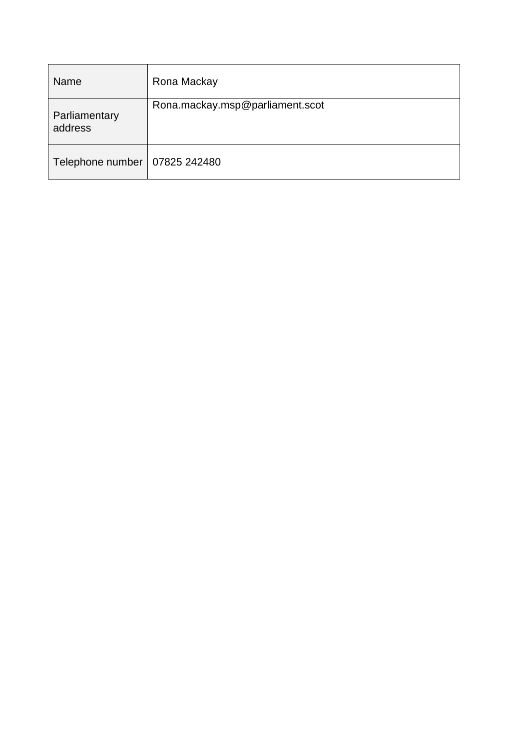| | |
|---|---|
| Name | Rona Mackay |
| Parliamentary address | Rona.mackay.msp@parliament.scot |
| Telephone number | 07825 242480 |